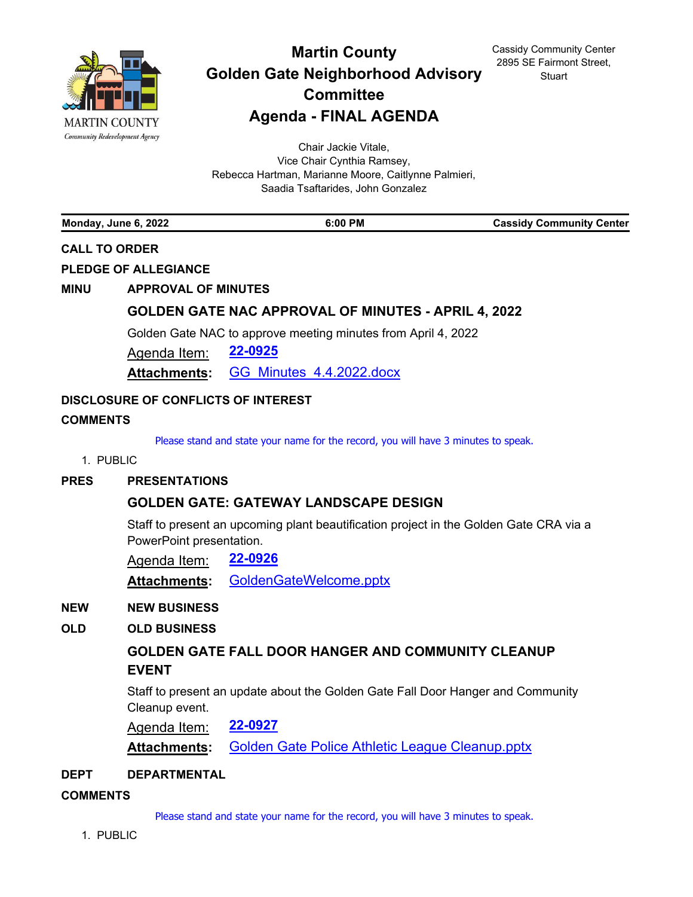# Martin County Golden Gate Neighborhood Advisory Committee

## Agenda - FINAL AGENDA

MARTIN COUNTY
*Community Redevelopment Agency*

Cassidy Community Center
2895 SE Fairmont Street,
Stuart

Chair Jackie Vitale,
Vice Chair Cynthia Ramsey,
Rebecca Hartman, Marianne Moore, Caitlynne Palmieri,
Saadia Tsaftarides, John Gonzalez

**Monday, June 6, 2022** | **6:00 PM** | **Cassidy Community Center**

**CALL TO ORDER**

**PLEDGE OF ALLEGIANCE**

**MINU APPROVAL OF MINUTES**

### GOLDEN GATE NAC APPROVAL OF MINUTES - APRIL 4, 2022

Golden Gate NAC to approve meeting minutes from April 4, 2022

Agenda Item: **22-0925**

**Attachments:** GG_Minutes_4.4.2022.docx

**DISCLOSURE OF CONFLICTS OF INTEREST**

**COMMENTS**

Please stand and state your name for the record, you will have 3 minutes to speak.

1. PUBLIC

**PRES PRESENTATIONS**

### GOLDEN GATE: GATEWAY LANDSCAPE DESIGN

Staff to present an upcoming plant beautification project in the Golden Gate CRA via a PowerPoint presentation.

Agenda Item: **22-0926**

**Attachments:** GoldenGateWelcome.pptx

**NEW NEW BUSINESS**

**OLD OLD BUSINESS**

### GOLDEN GATE FALL DOOR HANGER AND COMMUNITY CLEANUP EVENT

Staff to present an update about the Golden Gate Fall Door Hanger and Community Cleanup event.

Agenda Item: **22-0927**

**Attachments:** Golden Gate Police Athletic League Cleanup.pptx

**DEPT DEPARTMENTAL**

**COMMENTS**

Please stand and state your name for the record, you will have 3 minutes to speak.

1. PUBLIC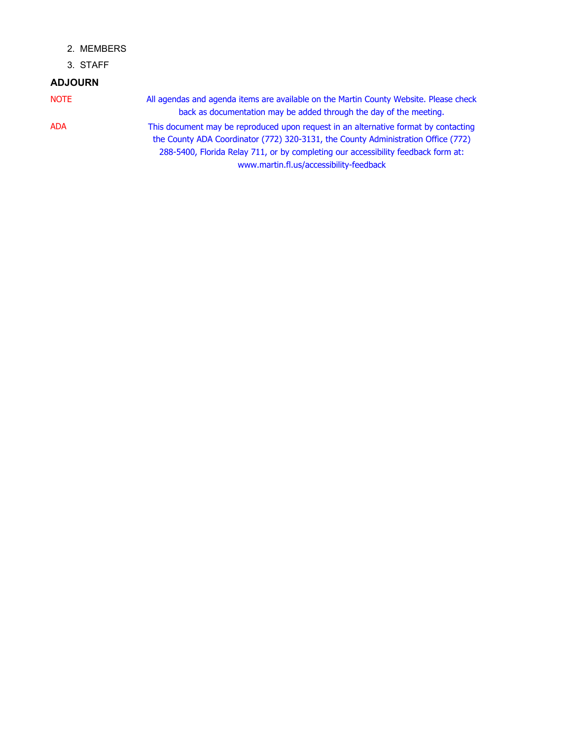2. MEMBERS
3. STAFF

## ADJOURN

| | |
|---|---|
| NOTE | All agendas and agenda items are available on the Martin County Website. Please check back as documentation may be added through the day of the meeting. |
| ADA | This document may be reproduced upon request in an alternative format by contacting the County ADA Coordinator (772) 320-3131, the County Administration Office (772) 288-5400, Florida Relay 711, or by completing our accessibility feedback form at: www.martin.fl.us/accessibility-feedback |